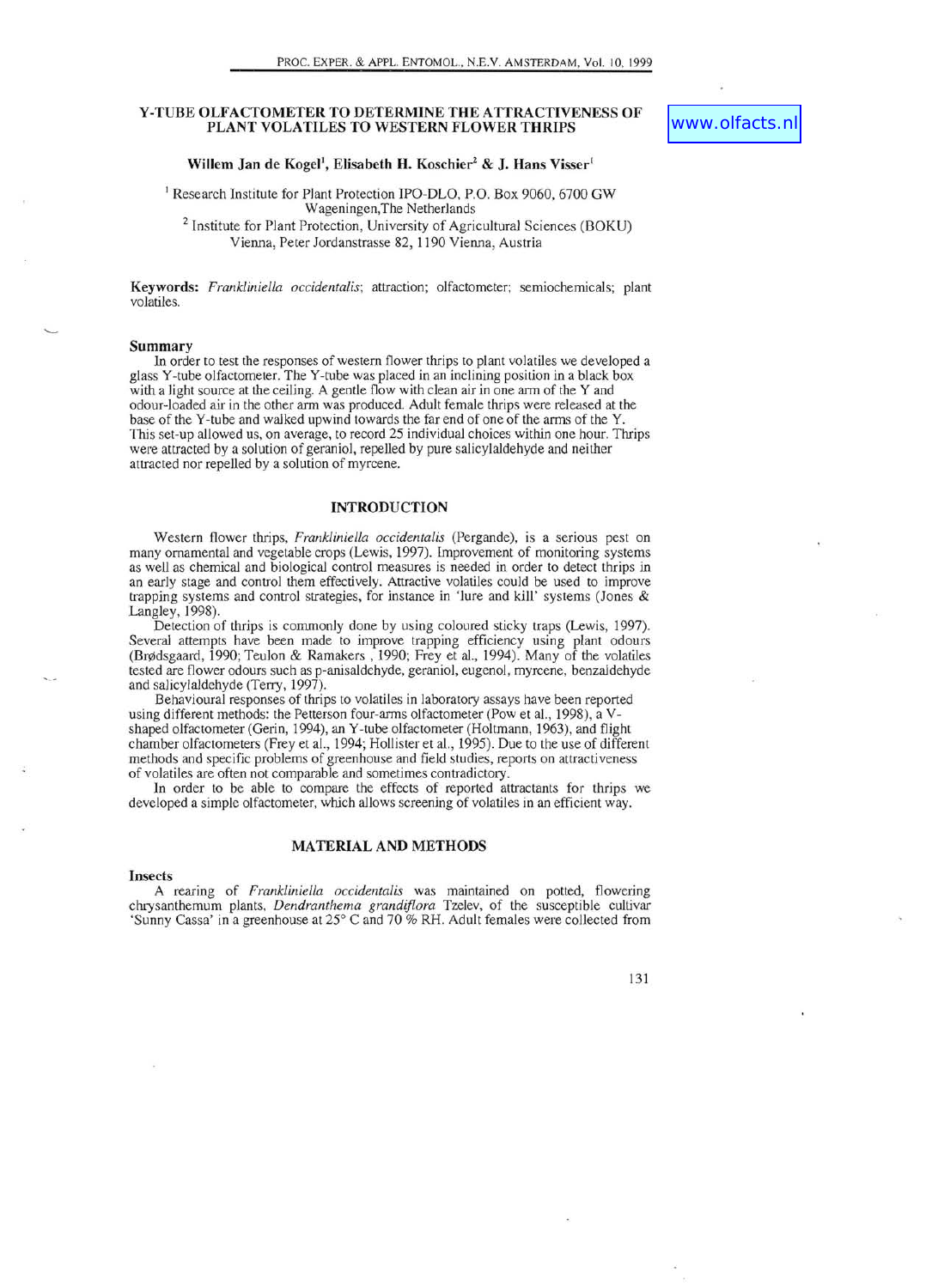# Y-TUBE OLFACTOMETER TO DETERMINE THE ATTRACTIVENESS OF PLANT VOLATILES TO WESTERN FLOWER THRIPS

www.olfacts.nl

**Willem Jan de Kogel[1], Elisabeth H. Koschier[2] & J. Hans Visser[1]**

[1] Research Institute for Plant Protection IPO-DLO, P.O. Box 9060, 6700 GW Wageningen,The Netherlands

[2] Institute for Plant Protection, University of Agricultural Sciences (BOKU) Vienna, Peter Jordanstrasse 82, 1190 Vienna, Austria

**Keywords:** *Frankliniella occidentalis*; attraction; olfactometer; semiochemicals; plant volatiles.

## Summary

In order to test the responses of western flower thrips to plant volatiles we developed a glass Y-tube olfactometer. The Y-tube was placed in an inclining position in a black box with a light source at the ceiling. A gentle flow with clean air in one arm of the Y and odour-loaded air in the other arm was produced. Adult female thrips were released at the base of the Y-tube and walked upwind towards the far end of one of the arms of the Y. This set-up allowed us, on average, to record 25 individual choices within one hour. Thrips were attracted by a solution of geraniol, repelled by pure salicylaldehyde and neither attracted nor repelled by a solution of myrcene.

## INTRODUCTION

Western flower thrips, *Frankliniella occidentalis* (Pergande), is a serious pest on many ornamental and vegetable crops (Lewis, 1997). Improvement of monitoring systems as well as chemical and biological control measures is needed in order to detect thrips in an early stage and control them effectively. Attractive volatiles could be used to improve trapping systems and control strategies, for instance in 'lure and kill' systems (Jones & Langley, 1998).

Detection of thrips is commonly done by using coloured sticky traps (Lewis, 1997). Several attempts have been made to improve trapping efficiency using plant odours (Brødsgaard, 1990; Teulon & Ramakers , 1990; Frey et al., 1994). Many of the volatiles tested are flower odours such as p-anisaldehyde, geraniol, eugenol, myrcene, benzaldehyde and salicylaldehyde (Terry, 1997).

Behavioural responses of thrips to volatiles in laboratory assays have been reported using different methods: the Petterson four-arms olfactometer (Pow et al., 1998), a V-shaped olfactometer (Gerin, 1994), an Y-tube olfactometer (Holtmann, 1963), and flight chamber olfactometers (Frey et al., 1994; Hollister et al., 1995). Due to the use of different methods and specific problems of greenhouse and field studies, reports on attractiveness of volatiles are often not comparable and sometimes contradictory.

In order to be able to compare the effects of reported attractants for thrips we developed a simple olfactometer, which allows screening of volatiles in an efficient way.

## MATERIAL AND METHODS

### Insects

A rearing of *Frankliniella occidentalis* was maintained on potted, flowering chrysanthemum plants, *Dendranthema grandiflora* Tzelev, of the susceptible cultivar 'Sunny Cassa' in a greenhouse at 25° C and 70 % RH. Adult females were collected from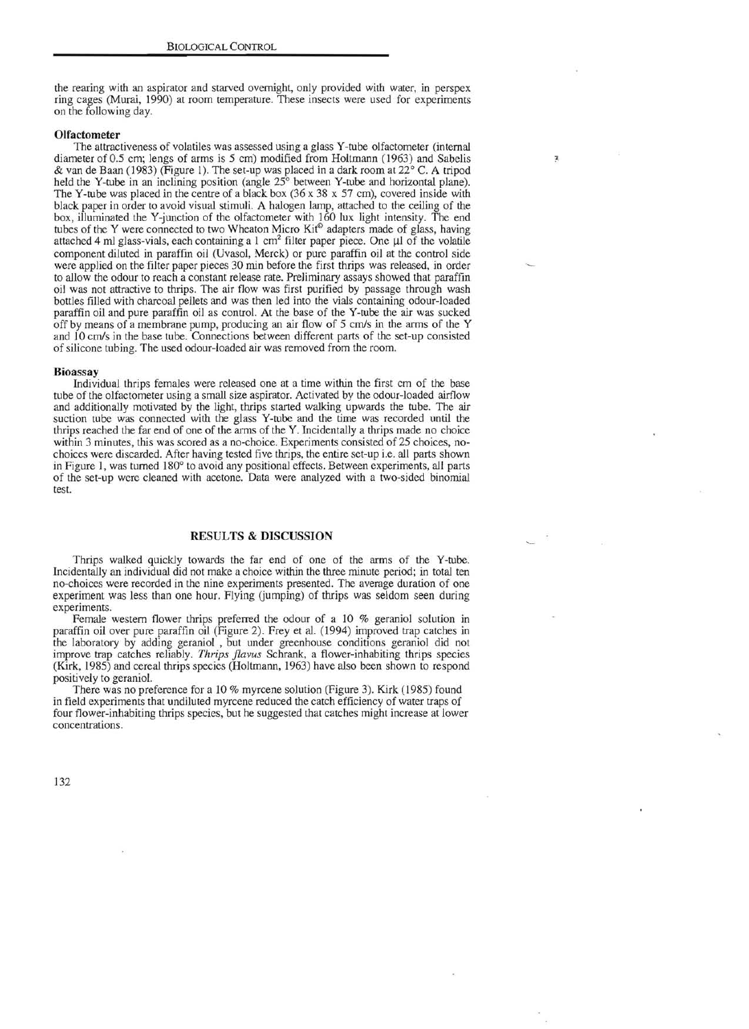the rearing with an aspirator and starved overnight, only provided with water, in perspex ring cages (Murai, 1990) at room temperature. These insects were used for experiments on the following day.

### Olfactometer

The attractiveness of volatiles was assessed using a glass Y-tube olfactometer (internal diameter of 0.5 cm; lengs of arms is 5 cm) modified from Holtmann (1963) and Sabelis & van de Baan (1983) (Figure 1). The set-up was placed in a dark room at 22° C. A tripod held the Y-tube in an inclining position (angle 25° between Y-tube and horizontal plane). The Y-tube was placed in the centre of a black box (36 x 38 x 57 cm), covered inside with black paper in order to avoid visual stimuli. A halogen lamp, attached to the ceiling of the box, illuminated the Y-junction of the olfactometer with 160 lux light intensity. The end tubes of the Y were connected to two Wheaton Micro Kit© adapters made of glass, having attached 4 ml glass-vials, each containing a 1 $cm^2$ filter paper piece. One µl of the volatile component diluted in paraffin oil (Uvasol, Merck) or pure paraffin oil at the control side were applied on the filter paper pieces 30 min before the first thrips was released, in order to allow the odour to reach a constant release rate. Preliminary assays showed that paraffin oil was not attractive to thrips. The air flow was first purified by passage through wash bottles filled with charcoal pellets and was then led into the vials containing odour-loaded paraffin oil and pure paraffin oil as control. At the base of the Y-tube the air was sucked off by means of a membrane pump, producing an air flow of 5 cm/s in the arms of the Y and 10 cm/s in the base tube. Connections between different parts of the set-up consisted of silicone tubing. The used odour-loaded air was removed from the room.

### Bioassay

Individual thrips females were released one at a time within the first cm of the base tube of the olfactometer using a small size aspirator. Activated by the odour-loaded airflow and additionally motivated by the light, thrips started walking upwards the tube. The air suction tube was connected with the glass Y-tube and the time was recorded until the thrips reached the far end of one of the arms of the Y. Incidentally a thrips made no choice within 3 minutes, this was scored as a no-choice. Experiments consisted of 25 choices, no-choices were discarded. After having tested five thrips, the entire set-up i.e. all parts shown in Figure 1, was turned 180° to avoid any positional effects. Between experiments, all parts of the set-up were cleaned with acetone. Data were analyzed with a two-sided binomial test.

## RESULTS & DISCUSSION

Thrips walked quickly towards the far end of one of the arms of the Y-tube. Incidentally an individual did not make a choice within the three minute period; in total ten no-choices were recorded in the nine experiments presented. The average duration of one experiment was less than one hour. Flying (jumping) of thrips was seldom seen during experiments.

Female western flower thrips preferred the odour of a 10 % geraniol solution in paraffin oil over pure paraffin oil (Figure 2). Frey et al. (1994) improved trap catches in the laboratory by adding geraniol , but under greenhouse conditions geraniol did not improve trap catches reliably. *Thrips flavus* Schrank, a flower-inhabiting thrips species (Kirk, 1985) and cereal thrips species (Holtmann, 1963) have also been shown to respond positively to geraniol.

There was no preference for a 10 % myrcene solution (Figure 3). Kirk (1985) found in field experiments that undiluted myrcene reduced the catch efficiency of water traps of four flower-inhabiting thrips species, but he suggested that catches might increase at lower concentrations.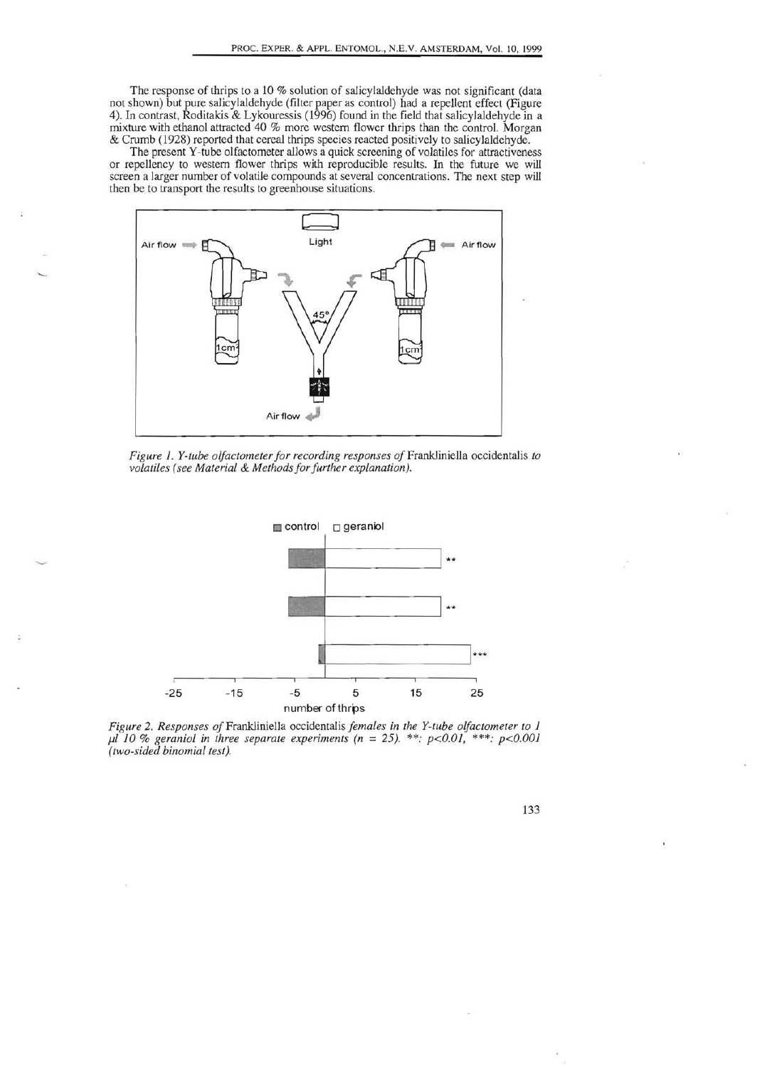The response of thrips to a 10 % solution of salicylaldehyde was not significant (data not shown) but pure salicylaldehyde (filter paper as control) had a repellent effect (Figure 4). In contrast, Roditakis & Lykouressis (1996) found in the field that salicylaldehyde in a mixture with ethanol attracted 40 % more western flower thrips than the control. Morgan & Crumb (1928) reported that cereal thrips species reacted positively to salicylaldehyde.

The present Y-tube olfactometer allows a quick screening of volatiles for attractiveness or repellency to western flower thrips with reproducible results. In the future we will screen a larger number of volatile compounds at several concentrations. The next step will then be to transport the results to greenhouse situations.

*Figure 1. Y-tube olfactometer for recording responses of* Frankliniella occidentalis *to volatiles (see Material & Methods for further explanation).*

*Figure 2. Responses of* Frankliniella occidentalis *females in the Y-tube olfactometer to 1 µl 10 % geraniol in three separate experiments (n = 25). \*\*: $p<0.01$, \*\*\*: $p<0.001$ (two-sided binomial test).*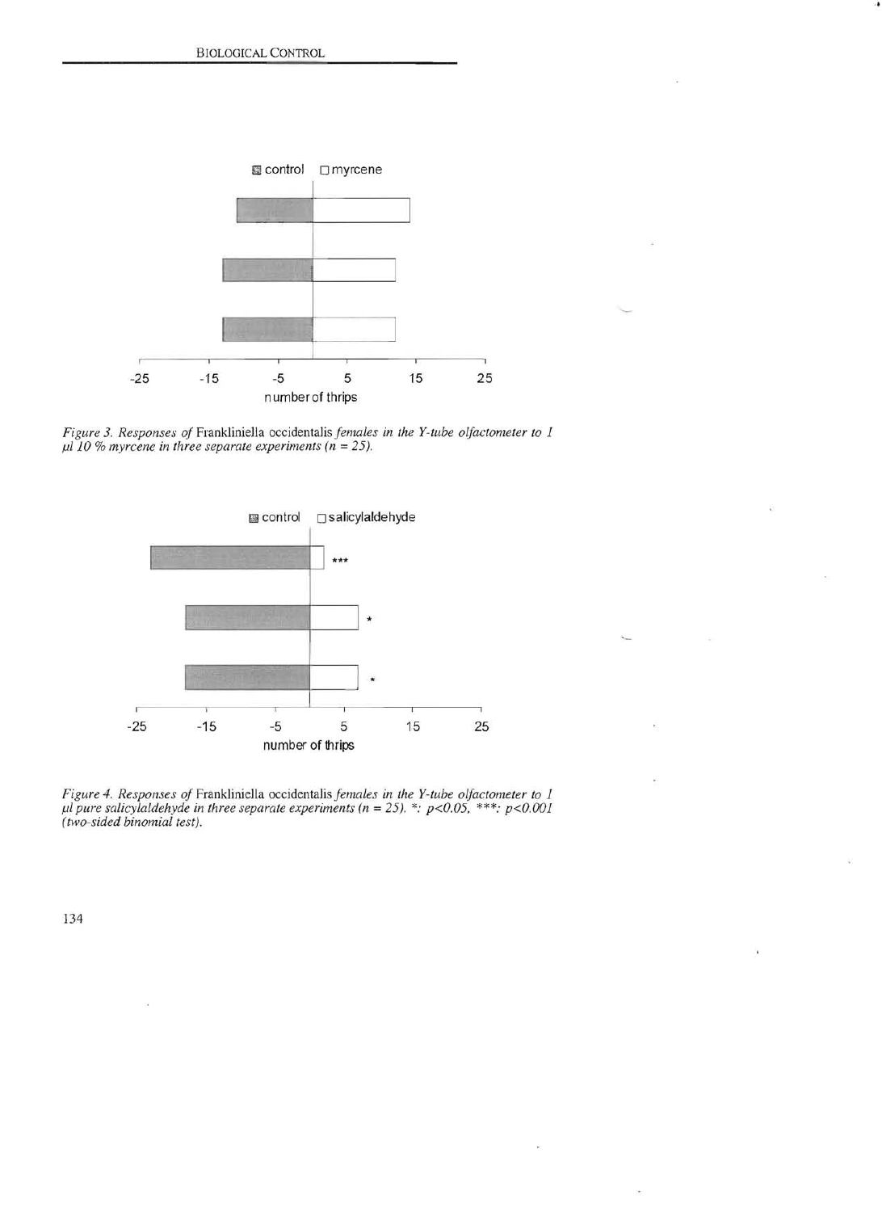Figure 3. Responses of *Frankliniella occidentalis* females in the Y-tube olfactometer to 1 μl 10 % myrcene in three separate experiments ($n = 25$).

Figure 4. Responses of *Frankliniella occidentalis* females in the Y-tube olfactometer to 1 μl pure salicylaldehyde in three separate experiments ($n = 25$). *: $p<0.05$, ***: $p<0.001$ (two-sided binomial test).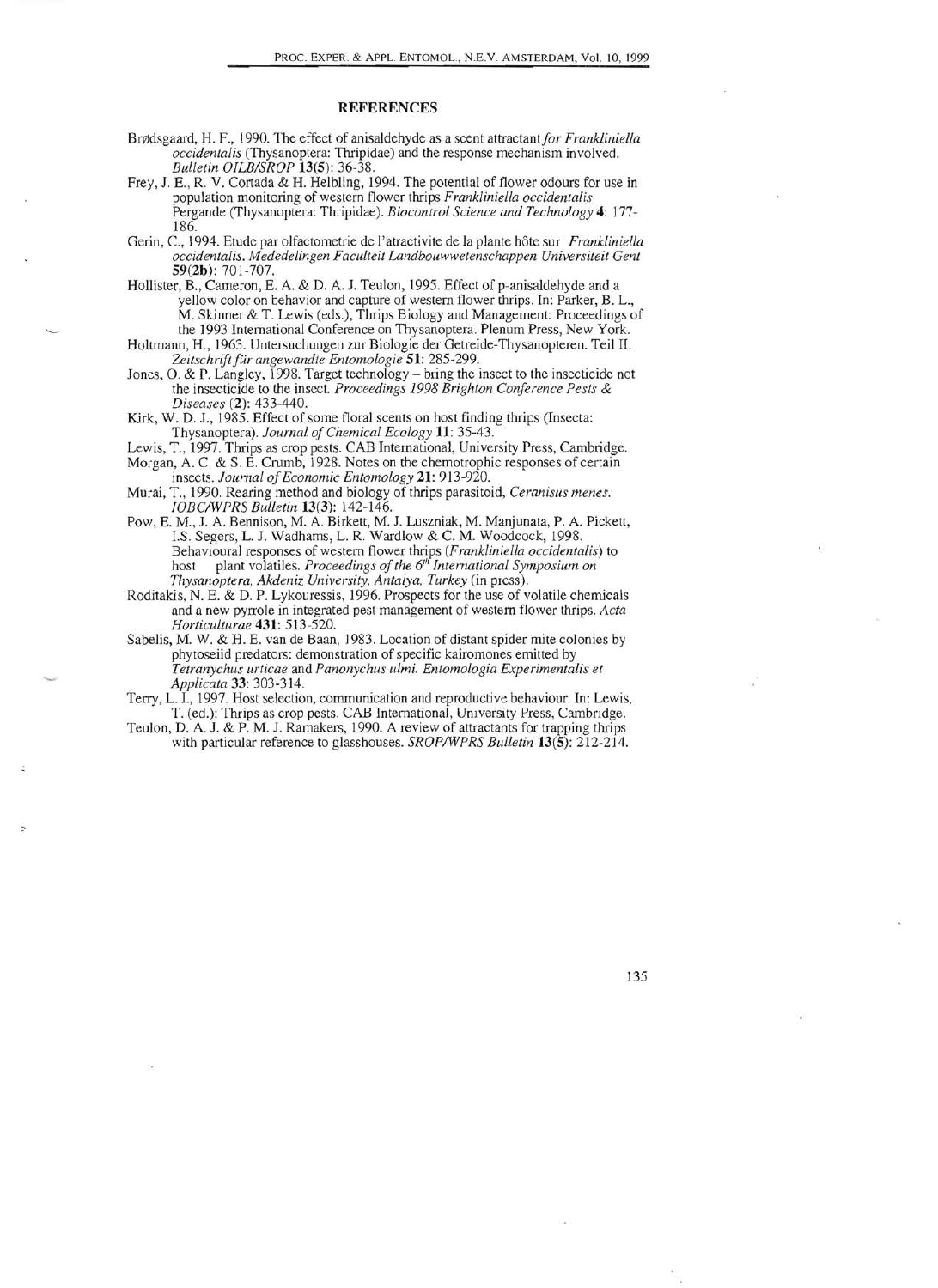## REFERENCES

Brødsgaard, H. F., 1990. The effect of anisaldehyde as a scent attractant *for Frankliniella occidentalis* (Thysanoptera: Thripidae) and the response mechanism involved. *Bulletin OILB/SROP* **13(5)**: 36-38.

Frey, J. E., R. V. Cortada & H. Helbling, 1994. The potential of flower odours for use in population monitoring of western flower thrips *Frankliniella occidentalis* Pergande (Thysanoptera: Thripidae). *Biocontrol Science and Technology* **4**: 177-186.

Gerin, C., 1994. Etude par olfactometrie de l'attractivite de la plante hôte sur *Frankliniella occidentalis*. *Mededelingen Faculteit Landbouwwetenschappen Universiteit Gent* **59(2b)**: 701-707.

Hollister, B., Cameron, E. A. & D. A. J. Teulon, 1995. Effect of p-anisaldehyde and a yellow color on behavior and capture of western flower thrips. In: Parker, B. L., M. Skinner & T. Lewis (eds.), Thrips Biology and Management: Proceedings of the 1993 International Conference on Thysanoptera. Plenum Press, New York.

Holtmann, H., 1963. Untersuchungen zur Biologie der Getreide-Thysanopteren. Teil II. *Zeitschrift für angewandte Entomologie* **51**: 285-299.

Jones, O. & P. Langley, 1998. Target technology – bring the insect to the insecticide not the insecticide to the insect. *Proceedings 1998 Brighton Conference Pests & Diseases* (**2**): 433-440.

Kirk, W. D. J., 1985. Effect of some floral scents on host finding thrips (Insecta: Thysanoptera). *Journal of Chemical Ecology* **11**: 35-43.

Lewis, T., 1997. Thrips as crop pests. CAB International, University Press, Cambridge.

Morgan, A. C. & S. E. Crumb, 1928. Notes on the chemotrophic responses of certain insects. *Journal of Economic Entomology* **21**: 913-920.

Murai, T., 1990. Rearing method and biology of thrips parasitoid, *Ceranisus menes*. *IOBC/WPRS Bulletin* **13(3)**: 142-146.

Pow, E. M., J. A. Bennison, M. A. Birkett, M. J. Luszniak, M. Manjunata, P. A. Pickett, I.S. Segers, L. J. Wadhams, L. R. Wardlow & C. M. Woodcock, 1998. Behavioural responses of western flower thrips (*Frankliniella occidentalis*) to host plant volatiles. *Proceedings of the 6th International Symposium on Thysanoptera, Akdeniz University, Antalya, Turkey* (in press).

Roditakis, N. E. & D. P. Lykouressis, 1996. Prospects for the use of volatile chemicals and a new pyrrole in integrated pest management of western flower thrips. *Acta Horticulturae* **431**: 513-520.

Sabelis, M. W. & H. E. van de Baan, 1983. Location of distant spider mite colonies by phytoseiid predators: demonstration of specific kairomones emitted by *Tetranychus urticae* and *Panonychus ulmi*. *Entomologia Experimentalis et Applicata* **33**: 303-314.

Terry, L. I., 1997. Host selection, communication and reproductive behaviour. In: Lewis, T. (ed.): Thrips as crop pests. CAB International, University Press, Cambridge.

Teulon, D. A. J. & P. M. J. Ramakers, 1990. A review of attractants for trapping thrips with particular reference to glasshouses. *SROP/WPRS Bulletin* **13(5)**: 212-214.